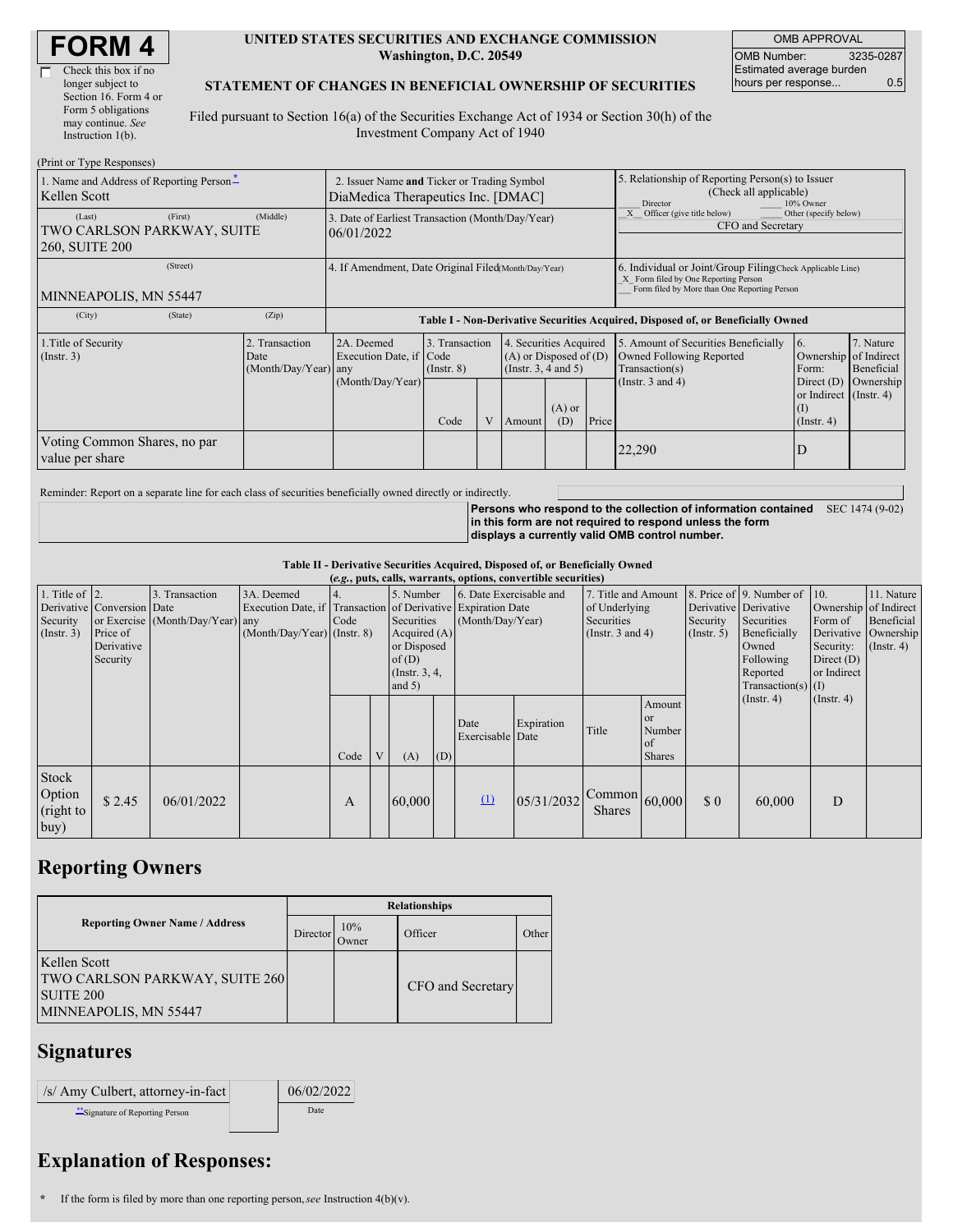# FORM 4

☐ Check this box if no longer subject to Section 16. Form 4 or Form 5 obligations may continue. *See* Instruction 1(b).

**UNITED STATES SECURITIES AND EXCHANGE COMMISSION**
**Washington, D.C. 20549**

**STATEMENT OF CHANGES IN BENEFICIAL OWNERSHIP OF SECURITIES**

Filed pursuant to Section 16(a) of the Securities Exchange Act of 1934 or Section 30(h) of the Investment Company Act of 1940

| OMB APPROVAL | |
|---|---|
| OMB Number: | 3235-0287 |
| Estimated average burden hours per response... | 0.5 |

(Print or Type Responses)

| 1. Name and Address of Reporting Person * | 2. Issuer Name and Ticker or Trading Symbol | 5. Relationship of Reporting Person(s) to Issuer (Check all applicable) |
|---|---|---|
| Kellen Scott | DiaMedica Therapeutics Inc. [DMAC] | ___ Director ___ 10% Owner |
| (Last) (First) (Middle) TWO CARLSON PARKWAY, SUITE 260, SUITE 200 | 3. Date of Earliest Transaction (Month/Day/Year) 06/01/2022 | _X_ Officer (give title below) ___ Other (specify below) CFO and Secretary |
| (Street) MINNEAPOLIS, MN 55447 | 4. If Amendment, Date Original Filed (Month/Day/Year) | 6. Individual or Joint/Group Filing (Check Applicable Line) _X_ Form filed by One Reporting Person ___ Form filed by More than One Reporting Person |
| (City) (State) (Zip) | | |

**Table I - Non-Derivative Securities Acquired, Disposed of, or Beneficially Owned**

| 1.Title of Security (Instr. 3) | 2. Transaction Date (Month/Day/Year) | 2A. Deemed Execution Date, if any (Month/Day/Year) | 3. Transaction Code (Instr. 8) | | 4. Securities Acquired (A) or Disposed of (D) (Instr. 3, 4 and 5) | | | 5. Amount of Securities Beneficially Owned Following Reported Transaction(s) (Instr. 3 and 4) | 6. Ownership Form: Direct (D) or Indirect (I) (Instr. 4) | 7. Nature of Indirect Beneficial Ownership (Instr. 4) |
|---|---|---|---|---|---|---|---|---|---|---|
| | | | Code | V | Amount | (A) or (D) | Price | | | |
| Voting Common Shares, no par value per share | | | | | | | | 22,290 | D | |

Reminder: Report on a separate line for each class of securities beneficially owned directly or indirectly.

**Persons who respond to the collection of information contained in this form are not required to respond unless the form displays a currently valid OMB control number.** SEC 1474 (9-02)

**Table II - Derivative Securities Acquired, Disposed of, or Beneficially Owned**
**(*e.g.*, puts, calls, warrants, options, convertible securities)**

| 1. Title of Derivative Security (Instr. 3) | 2. Conversion or Exercise Price of Derivative Security | 3. Transaction Date (Month/Day/Year) | 3A. Deemed Execution Date, if any (Month/Day/Year) | 4. Transaction Code (Instr. 8) | | 5. Number of Derivative Securities Acquired (A) or Disposed of (D) (Instr. 3, 4, and 5) | | 6. Date Exercisable and Expiration Date (Month/Day/Year) | | 7. Title and Amount of Underlying Securities (Instr. 3 and 4) | | 8. Price of Derivative Security (Instr. 5) | 9. Number of Derivative Securities Beneficially Owned Following Reported Transaction(s) (Instr. 4) | 10. Ownership Form of Derivative Security: Direct (D) or Indirect (I) (Instr. 4) | 11. Nature of Indirect Beneficial Ownership (Instr. 4) |
|---|---|---|---|---|---|---|---|---|---|---|---|---|---|---|---|
| | | | | Code | V | (A) | (D) | Date Exercisable | Expiration Date | Title | Amount or Number of Shares | | | | |
| Stock Option (right to buy) | $ 2.45 | 06/01/2022 | | A | | 60,000 | | (1) | 05/31/2032 | Common Shares | 60,000 | $ 0 | 60,000 | D | |

## Reporting Owners

| Reporting Owner Name / Address | Relationships | | | |
|---|---|---|---|---|
| | Director | 10% Owner | Officer | Other |
| Kellen Scott<br>TWO CARLSON PARKWAY, SUITE 260<br>SUITE 200<br>MINNEAPOLIS, MN 55447 | | | CFO and Secretary | |

## Signatures

| /s/ Amy Culbert, attorney-in-fact | 06/02/2022 |
|---|---|
| **Signature of Reporting Person | Date |

## Explanation of Responses:

\* If the form is filed by more than one reporting person, *see* Instruction 4(b)(v).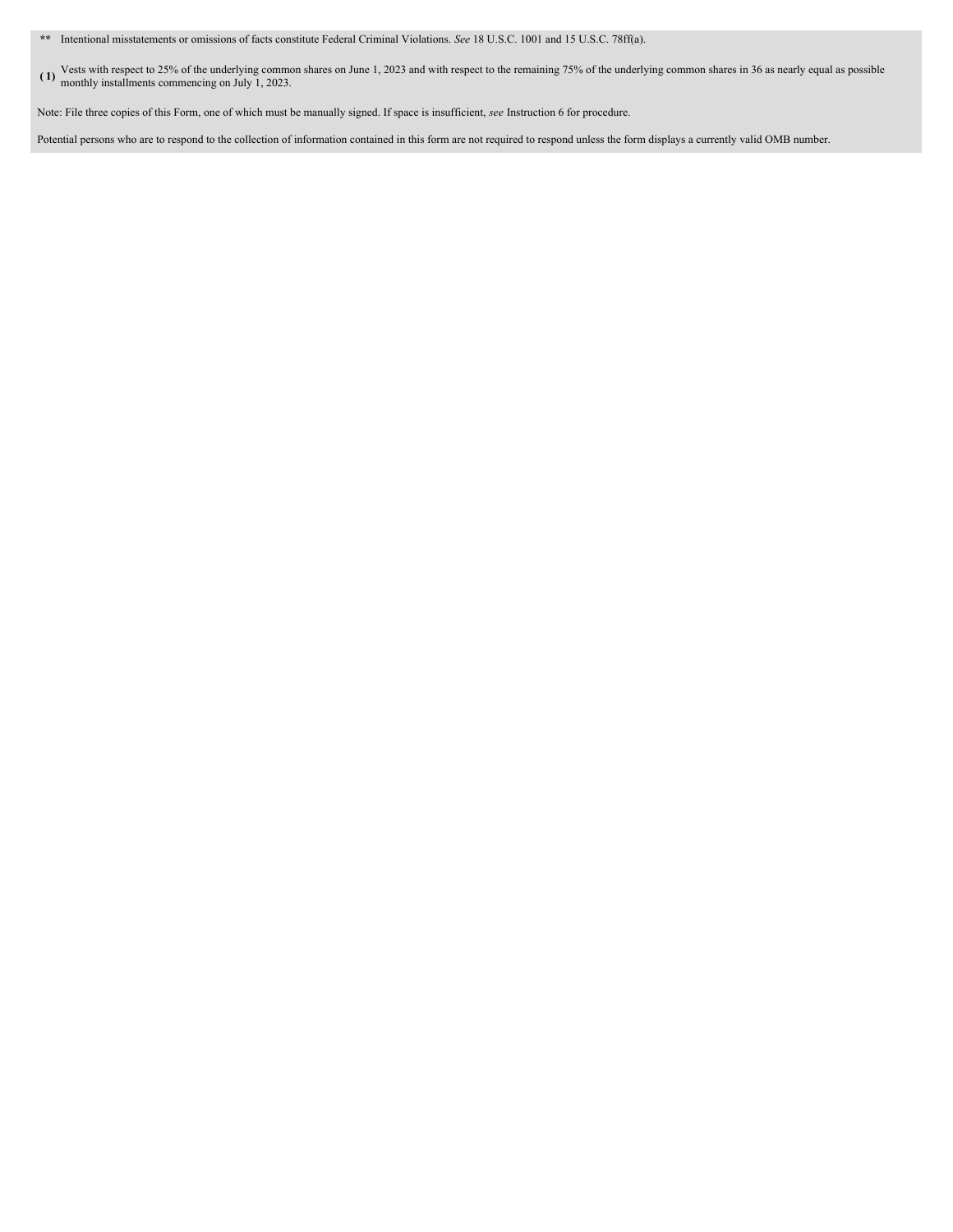** Intentional misstatements or omissions of facts constitute Federal Criminal Violations. *See* 18 U.S.C. 1001 and 15 U.S.C. 78ff(a).

**( 1)** Vests with respect to 25% of the underlying common shares on June 1, 2023 and with respect to the remaining 75% of the underlying common shares in 36 as nearly equal as possible monthly installments commencing on July 1, 2023.

Note: File three copies of this Form, one of which must be manually signed. If space is insufficient, *see* Instruction 6 for procedure.

Potential persons who are to respond to the collection of information contained in this form are not required to respond unless the form displays a currently valid OMB number.